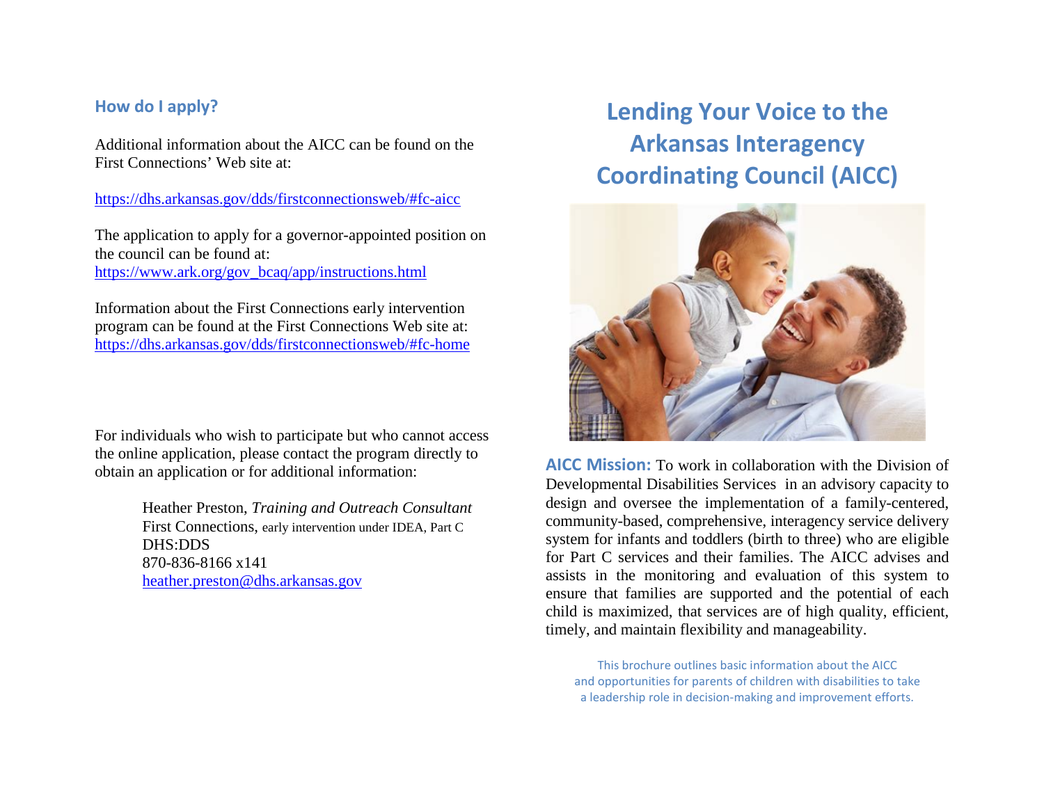## How do I apply?

Additional information about the AICC can be found on the First Connections' Web site at:

https://dhs.arkansas.gov/dds/firstconnectionsweb/#fc-aicc

The application to apply for a governor-appointed position on the council can be found at:
https://www.ark.org/gov_bcaq/app/instructions.html

Information about the First Connections early intervention program can be found at the First Connections Web site at:
https://dhs.arkansas.gov/dds/firstconnectionsweb/#fc-home

For individuals who wish to participate but who cannot access the online application, please contact the program directly to obtain an application or for additional information:

> Heather Preston, *Training and Outreach Consultant*
> First Connections, early intervention under IDEA, Part C
> DHS:DDS
> 870-836-8166 x141
> heather.preston@dhs.arkansas.gov

# Lending Your Voice to the Arkansas Interagency Coordinating Council (AICC)

**AICC Mission:** To work in collaboration with the Division of Developmental Disabilities Services in an advisory capacity to design and oversee the implementation of a family-centered, community-based, comprehensive, interagency service delivery system for infants and toddlers (birth to three) who are eligible for Part C services and their families. The AICC advises and assists in the monitoring and evaluation of this system to ensure that families are supported and the potential of each child is maximized, that services are of high quality, efficient, timely, and maintain flexibility and manageability.

This brochure outlines basic information about the AICC and opportunities for parents of children with disabilities to take a leadership role in decision-making and improvement efforts.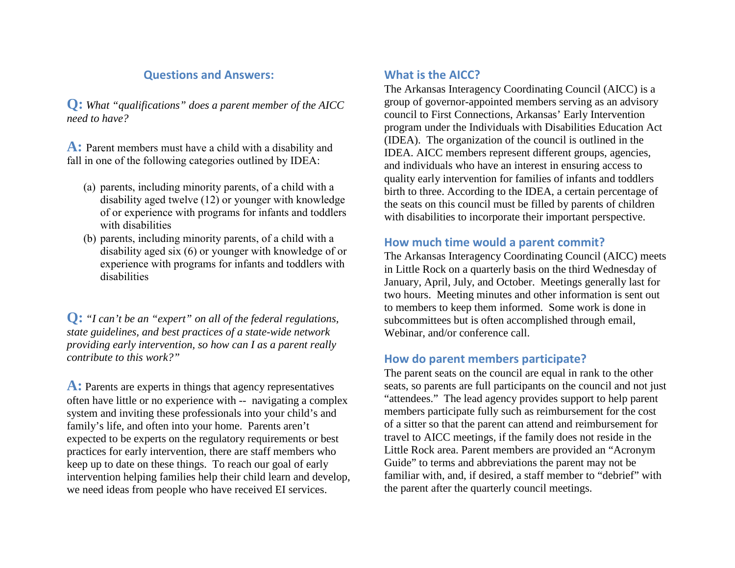## Questions and Answers:

**Q:** *What "qualifications" does a parent member of the AICC need to have?*

**A:** Parent members must have a child with a disability and fall in one of the following categories outlined by IDEA:

(a) parents, including minority parents, of a child with a disability aged twelve (12) or younger with knowledge of or experience with programs for infants and toddlers with disabilities

(b) parents, including minority parents, of a child with a disability aged six (6) or younger with knowledge of or experience with programs for infants and toddlers with disabilities

**Q:** *"I can't be an "expert" on all of the federal regulations, state guidelines, and best practices of a state-wide network providing early intervention, so how can I as a parent really contribute to this work?"*

**A:** Parents are experts in things that agency representatives often have little or no experience with -- navigating a complex system and inviting these professionals into your child's and family's life, and often into your home. Parents aren't expected to be experts on the regulatory requirements or best practices for early intervention, there are staff members who keep up to date on these things. To reach our goal of early intervention helping families help their child learn and develop, we need ideas from people who have received EI services.

## What is the AICC?

The Arkansas Interagency Coordinating Council (AICC) is a group of governor-appointed members serving as an advisory council to First Connections, Arkansas' Early Intervention program under the Individuals with Disabilities Education Act (IDEA). The organization of the council is outlined in the IDEA. AICC members represent different groups, agencies, and individuals who have an interest in ensuring access to quality early intervention for families of infants and toddlers birth to three. According to the IDEA, a certain percentage of the seats on this council must be filled by parents of children with disabilities to incorporate their important perspective.

## How much time would a parent commit?

The Arkansas Interagency Coordinating Council (AICC) meets in Little Rock on a quarterly basis on the third Wednesday of January, April, July, and October. Meetings generally last for two hours. Meeting minutes and other information is sent out to members to keep them informed. Some work is done in subcommittees but is often accomplished through email, Webinar, and/or conference call.

## How do parent members participate?

The parent seats on the council are equal in rank to the other seats, so parents are full participants on the council and not just "attendees." The lead agency provides support to help parent members participate fully such as reimbursement for the cost of a sitter so that the parent can attend and reimbursement for travel to AICC meetings, if the family does not reside in the Little Rock area. Parent members are provided an "Acronym Guide" to terms and abbreviations the parent may not be familiar with, and, if desired, a staff member to "debrief" with the parent after the quarterly council meetings.